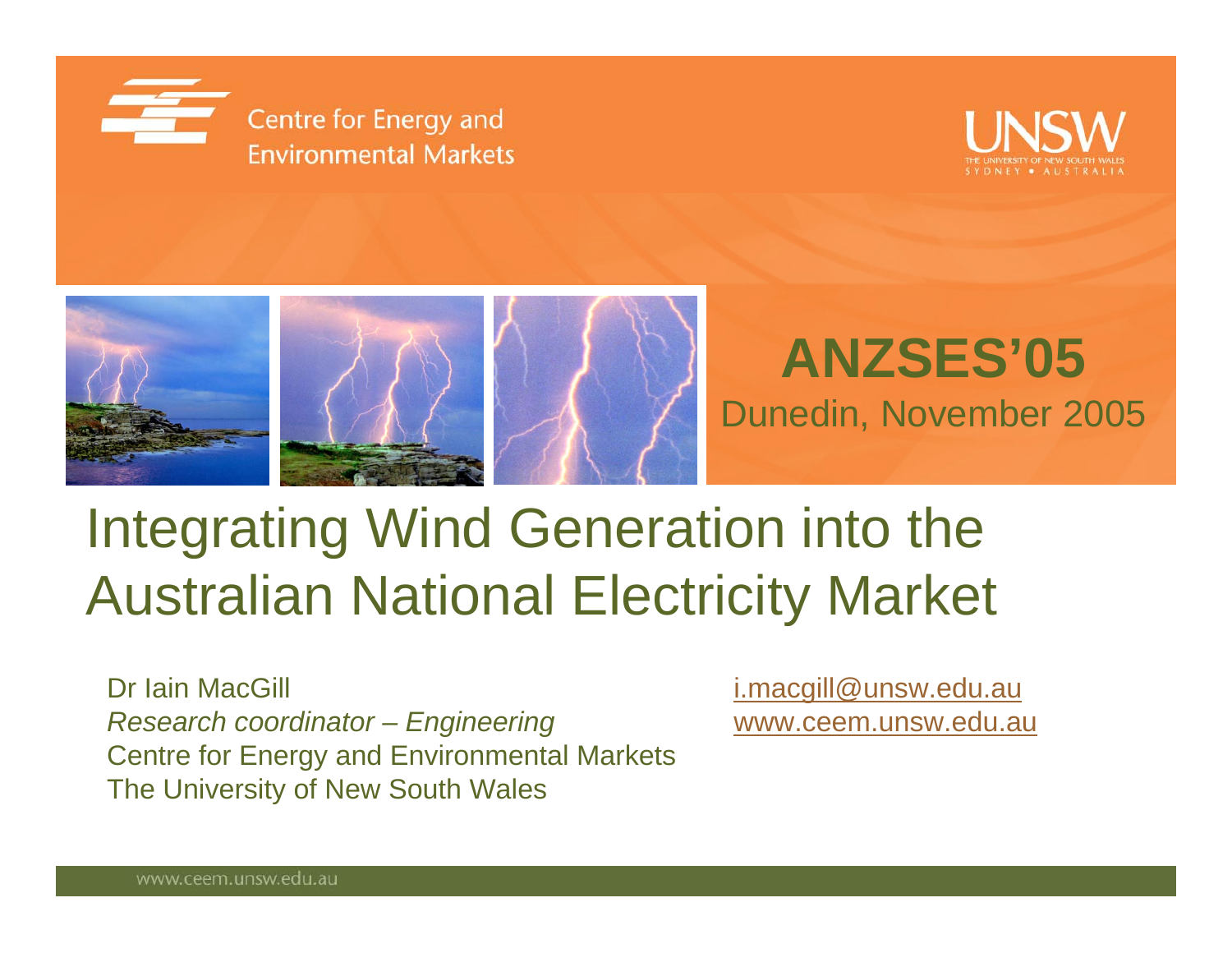Centre for Energy and Environmental Markets

UNSW THE UNIVERSITY OF NEW SOUTH WALES SYDNEY • AUSTRALIA

**ANZSES'05**
Dunedin, November 2005

# Integrating Wind Generation into the Australian National Electricity Market

Dr Iain MacGill
*Research coordinator – Engineering*
Centre for Energy and Environmental Markets
The University of New South Wales

i.macgill@unsw.edu.au
www.ceem.unsw.edu.au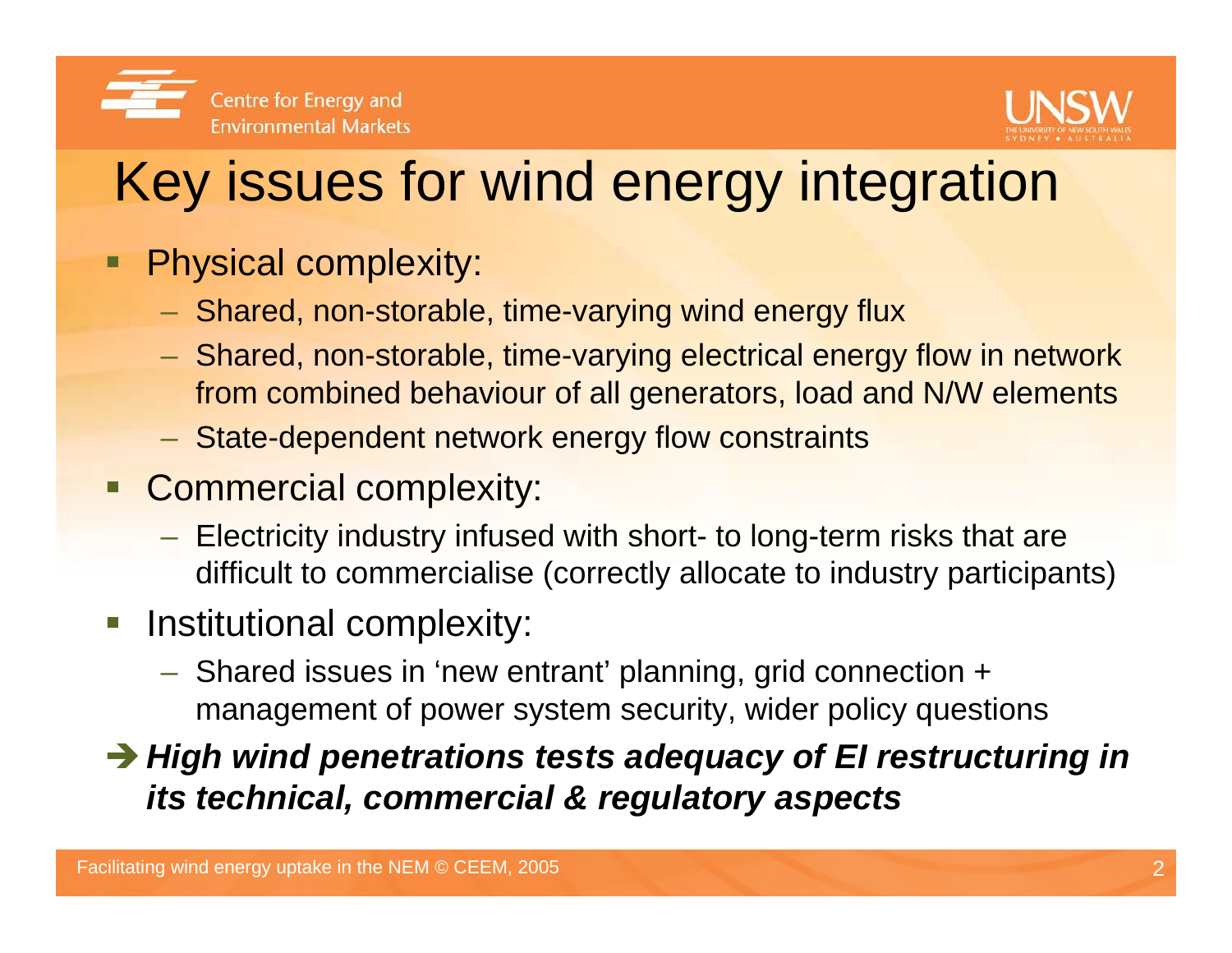# Key issues for wind energy integration

- Physical complexity:
  - Shared, non-storable, time-varying wind energy flux
  - Shared, non-storable, time-varying electrical energy flow in network from combined behaviour of all generators, load and N/W elements
  - State-dependent network energy flow constraints
- Commercial complexity:
  - Electricity industry infused with short- to long-term risks that are difficult to commercialise (correctly allocate to industry participants)
- Institutional complexity:
  - Shared issues in 'new entrant' planning, grid connection + management of power system security, wider policy questions

➔ ***High wind penetrations tests adequacy of EI restructuring in its technical, commercial & regulatory aspects***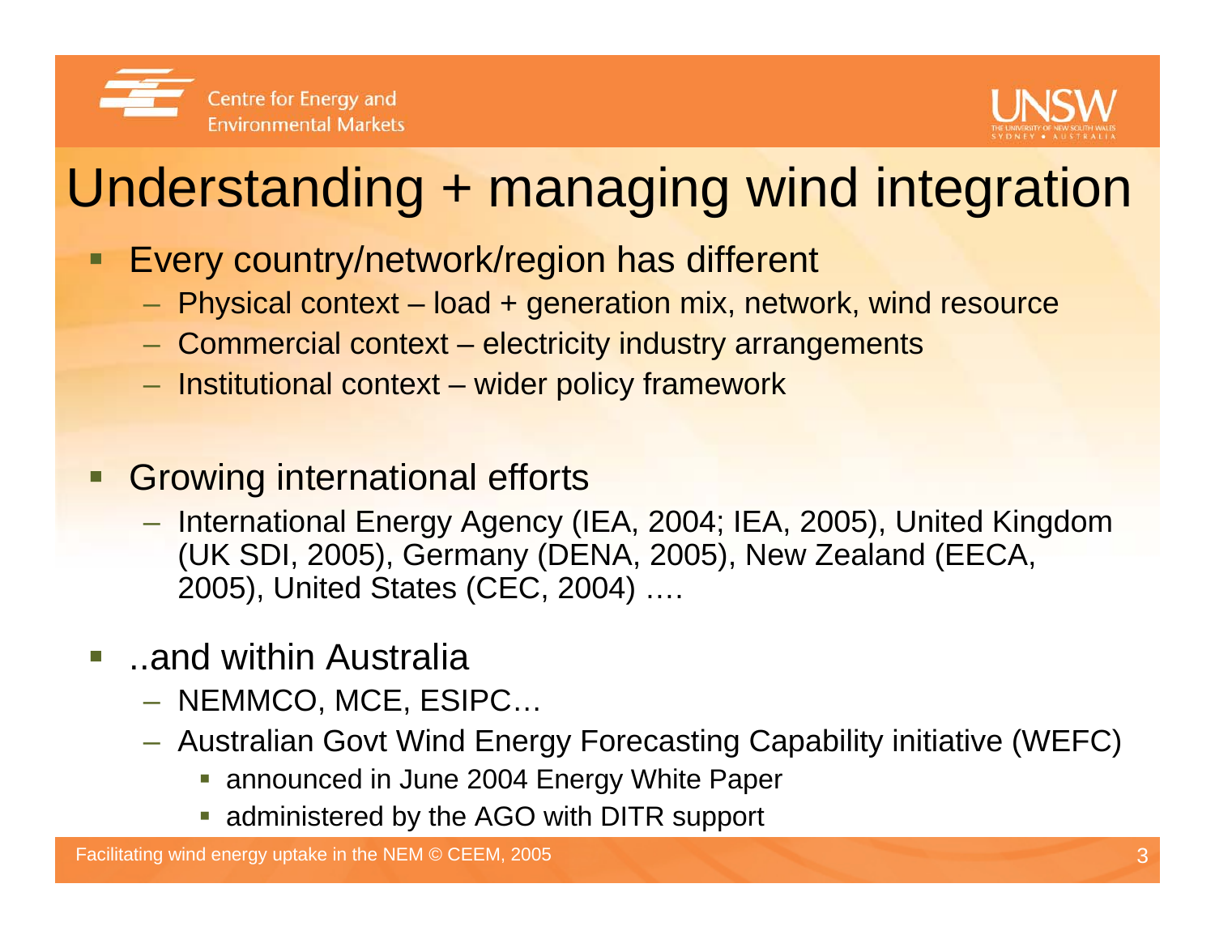# Understanding + managing wind integration

- Every country/network/region has different
  - Physical context – load + generation mix, network, wind resource
  - Commercial context – electricity industry arrangements
  - Institutional context – wider policy framework
- Growing international efforts
  - International Energy Agency (IEA, 2004; IEA, 2005), United Kingdom (UK SDI, 2005), Germany (DENA, 2005), New Zealand (EECA, 2005), United States (CEC, 2004) ….
- ..and within Australia
  - NEMMCO, MCE, ESIPC…
  - Australian Govt Wind Energy Forecasting Capability initiative (WEFC)
    - announced in June 2004 Energy White Paper
    - administered by the AGO with DITR support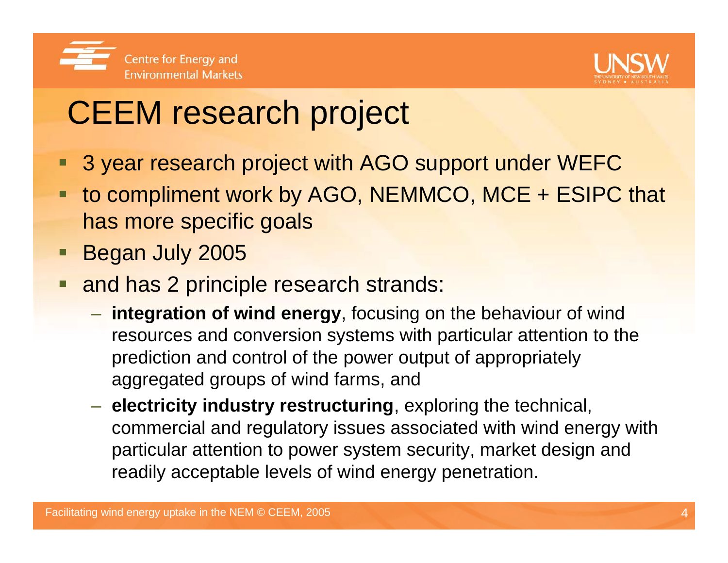# CEEM research project

- 3 year research project with AGO support under WEFC
- to compliment work by AGO, NEMMCO, MCE + ESIPC that has more specific goals
- Began July 2005
- and has 2 principle research strands:
  - **integration of wind energy**, focusing on the behaviour of wind resources and conversion systems with particular attention to the prediction and control of the power output of appropriately aggregated groups of wind farms, and
  - **electricity industry restructuring**, exploring the technical, commercial and regulatory issues associated with wind energy with particular attention to power system security, market design and readily acceptable levels of wind energy penetration.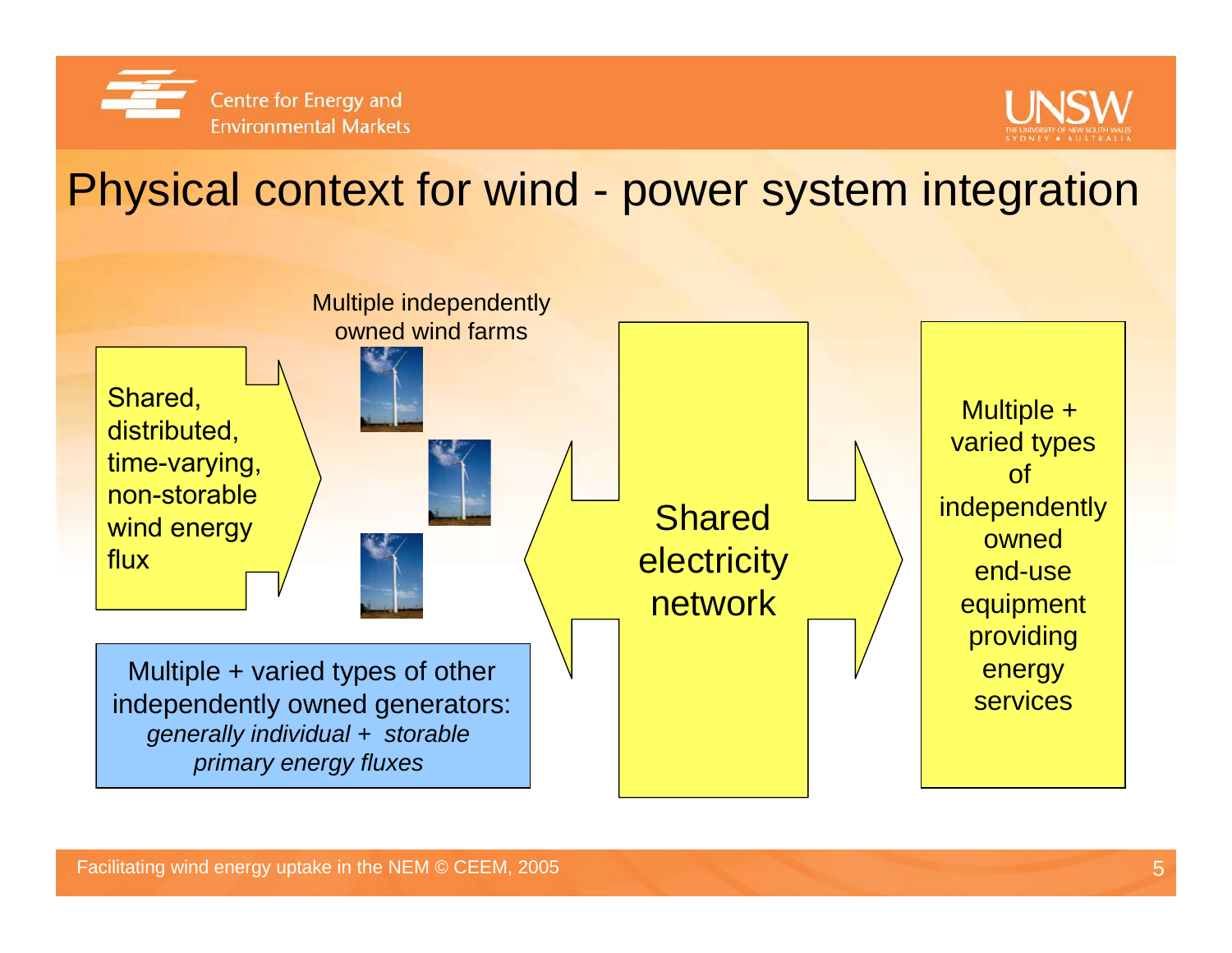# Physical context for wind - power system integration

Multiple independently owned wind farms

Shared, distributed, time-varying, non-storable wind energy flux

Multiple + varied types of other independently owned generators: *generally individual + storable primary energy fluxes*

Shared electricity network

Multiple + varied types of independently owned end-use equipment providing energy services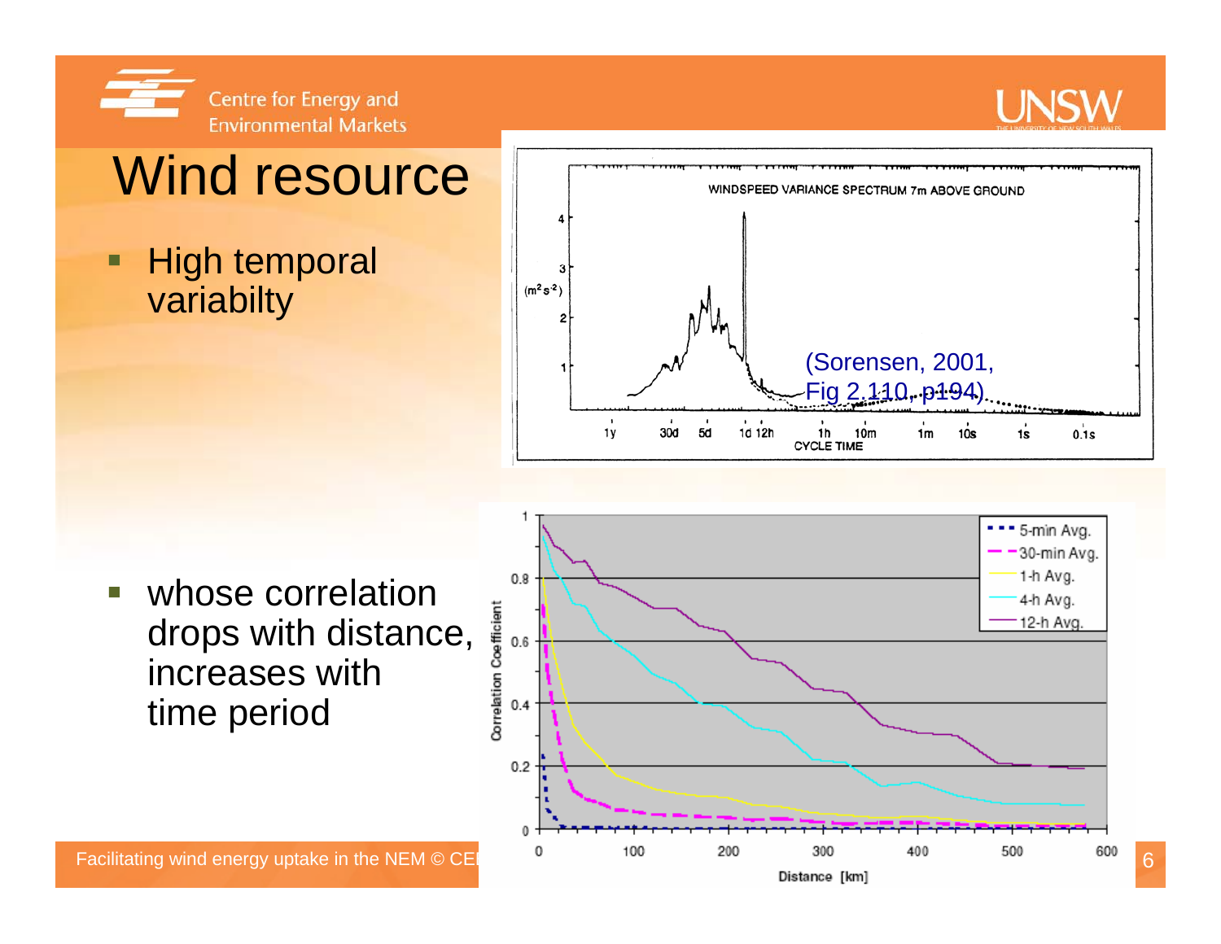# Wind resource

- High temporal variabilty

(Sorensen, 2001, Fig 2.110, p194)

- whose correlation drops with distance, increases with time period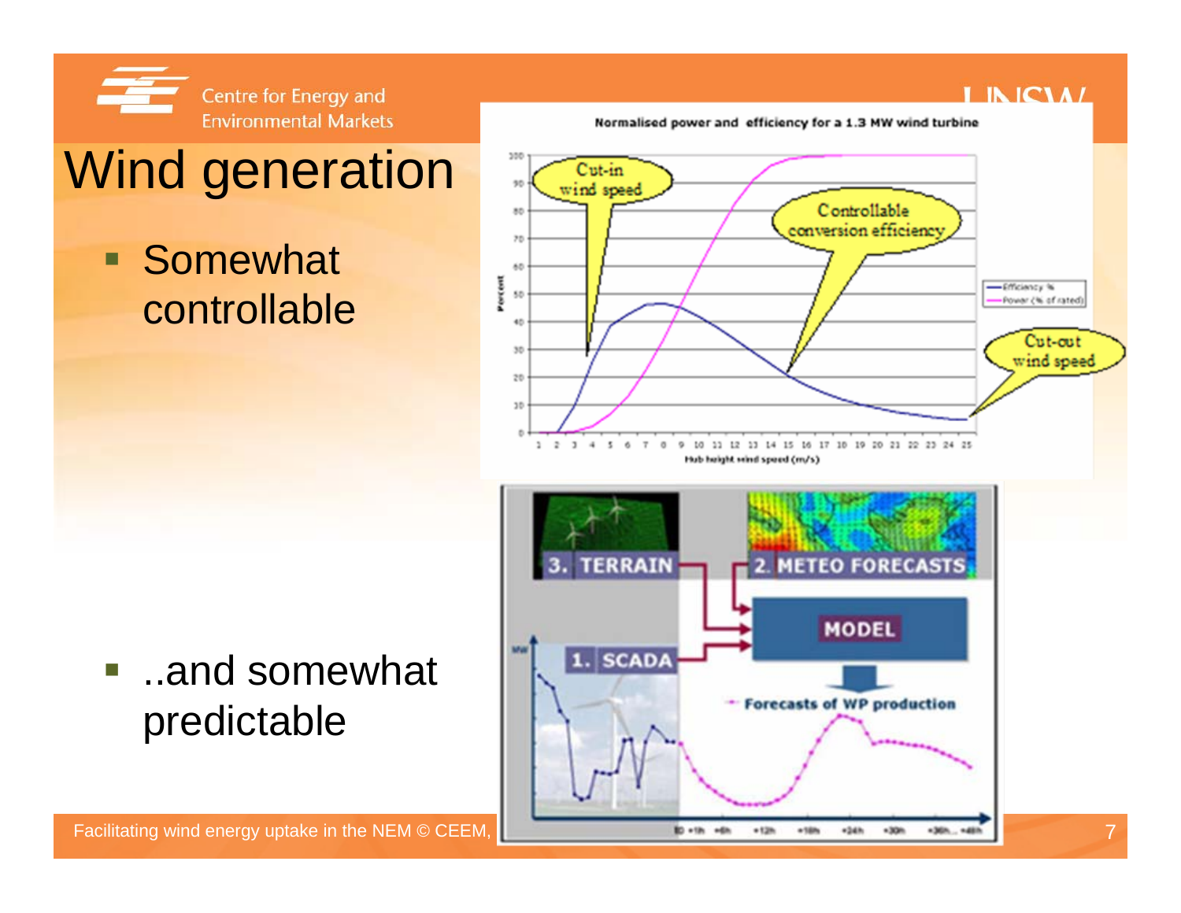# Wind generation

- Somewhat controllable

Normalised power and efficiency for a 1.3 MW wind turbine

Cut-in wind speed

Controllable conversion efficiency

Cut-out wind speed

3. TERRAIN

2. METEO FORECASTS

1. SCADA

MODEL

Forecasts of WP production

- ..and somewhat predictable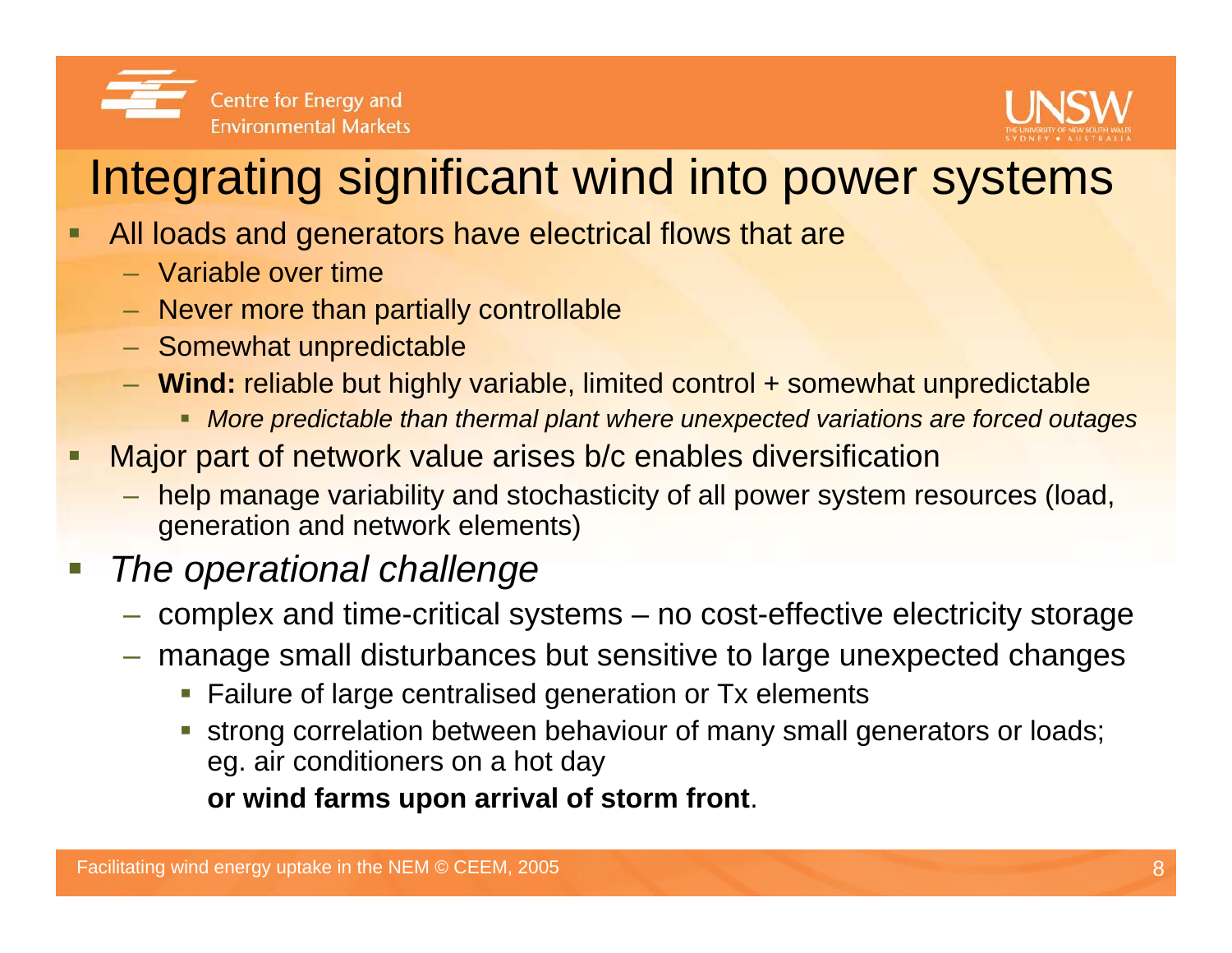# Integrating significant wind into power systems

- All loads and generators have electrical flows that are
  - Variable over time
  - Never more than partially controllable
  - Somewhat unpredictable
  - **Wind:** reliable but highly variable, limited control + somewhat unpredictable
    - *More predictable than thermal plant where unexpected variations are forced outages*
- Major part of network value arises b/c enables diversification
  - help manage variability and stochasticity of all power system resources (load, generation and network elements)
- *The operational challenge*
  - complex and time-critical systems – no cost-effective electricity storage
  - manage small disturbances but sensitive to large unexpected changes
    - Failure of large centralised generation or Tx elements
    - strong correlation between behaviour of many small generators or loads; eg. air conditioners on a hot day

      **or wind farms upon arrival of storm front**.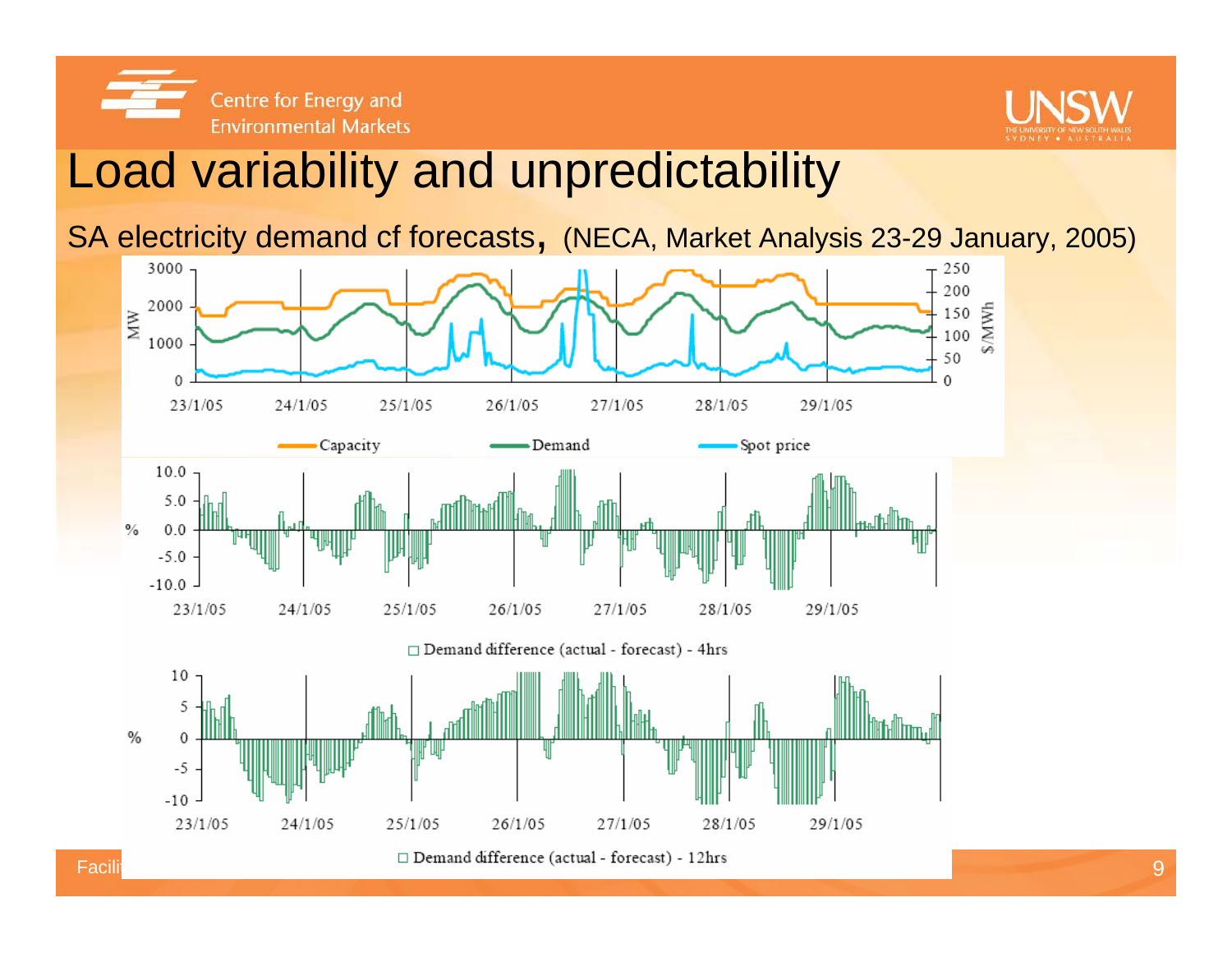# Load variability and unpredictability

SA electricity demand cf forecasts, (NECA, Market Analysis 23-29 January, 2005)

Capacity — Demand — Spot price

Demand difference (actual - forecast) - 4hrs

Demand difference (actual - forecast) - 12hrs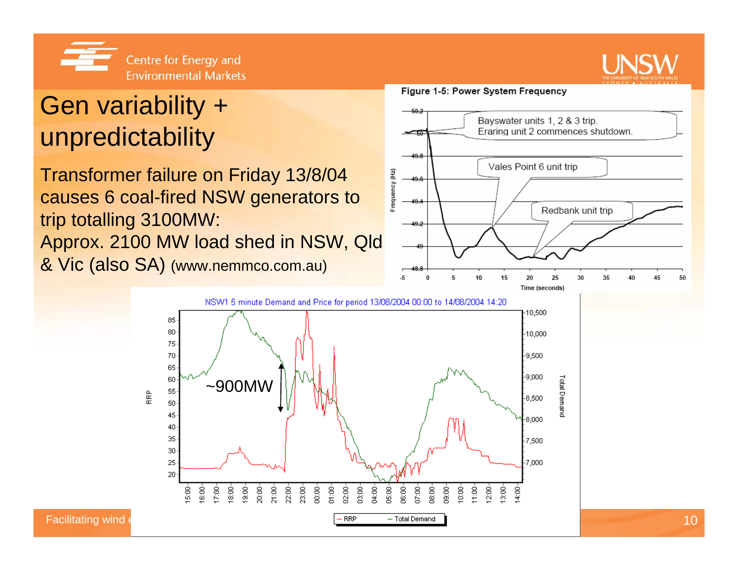# Gen variability + unpredictability

Transformer failure on Friday 13/8/04 causes 6 coal-fired NSW generators to trip totalling 3100MW:
Approx. 2100 MW load shed in NSW, Qld & Vic (also SA) (www.nemmco.com.au)

**Figure 1-5: Power System Frequency**

- Bayswater units 1, 2 & 3 trip. Eraring unit 2 commences shutdown.
- Vales Point 6 unit trip
- Redbank unit trip

NSW1 5 minute Demand and Price for period 13/08/2004 00:00 to 14/08/2004 14:20

~900MW

Legend: RRP, Total Demand

Facilitating wind e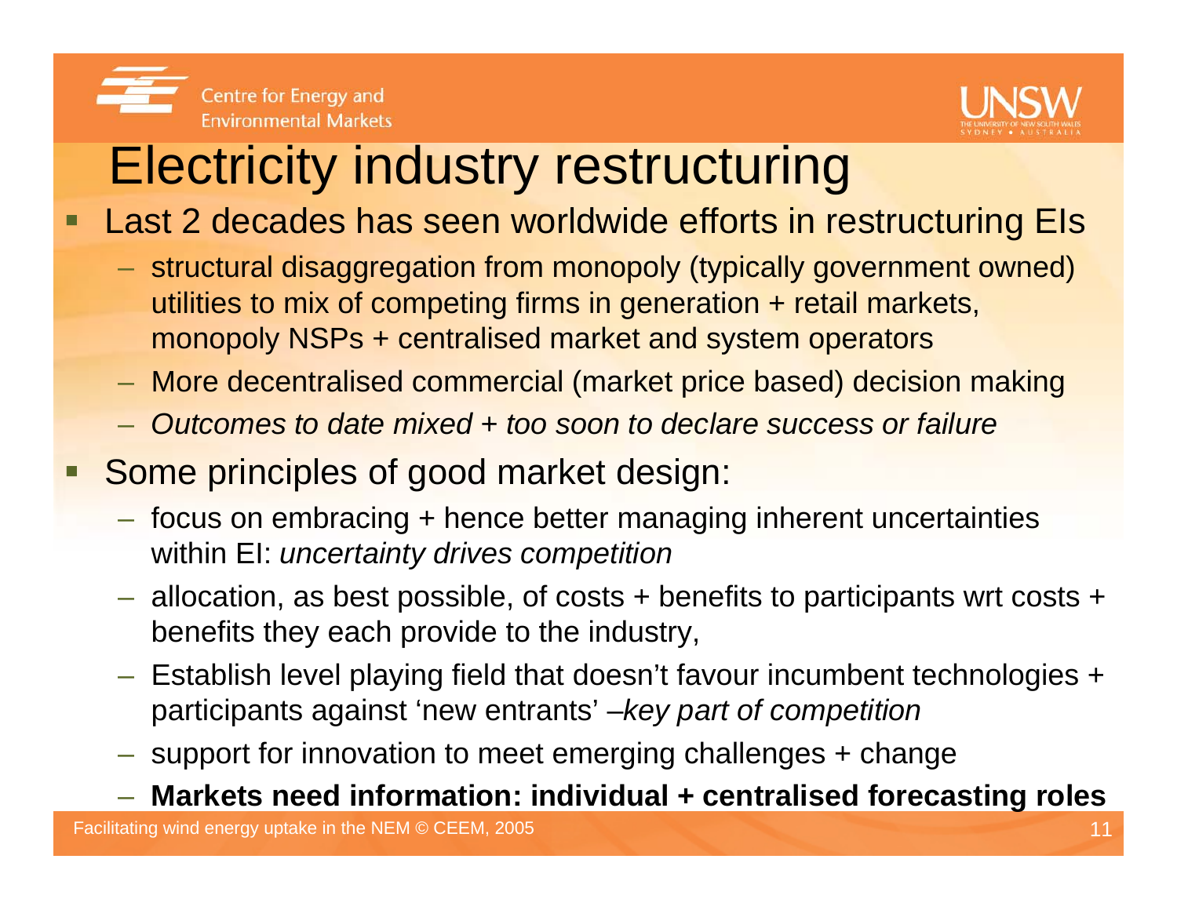# Electricity industry restructuring

- Last 2 decades has seen worldwide efforts in restructuring EIs
  - structural disaggregation from monopoly (typically government owned) utilities to mix of competing firms in generation + retail markets, monopoly NSPs + centralised market and system operators
  - More decentralised commercial (market price based) decision making
  - *Outcomes to date mixed + too soon to declare success or failure*
- Some principles of good market design:
  - focus on embracing + hence better managing inherent uncertainties within EI: *uncertainty drives competition*
  - allocation, as best possible, of costs + benefits to participants wrt costs + benefits they each provide to the industry,
  - Establish level playing field that doesn't favour incumbent technologies + participants against 'new entrants' –*key part of competition*
  - support for innovation to meet emerging challenges + change
  - **Markets need information: individual + centralised forecasting roles**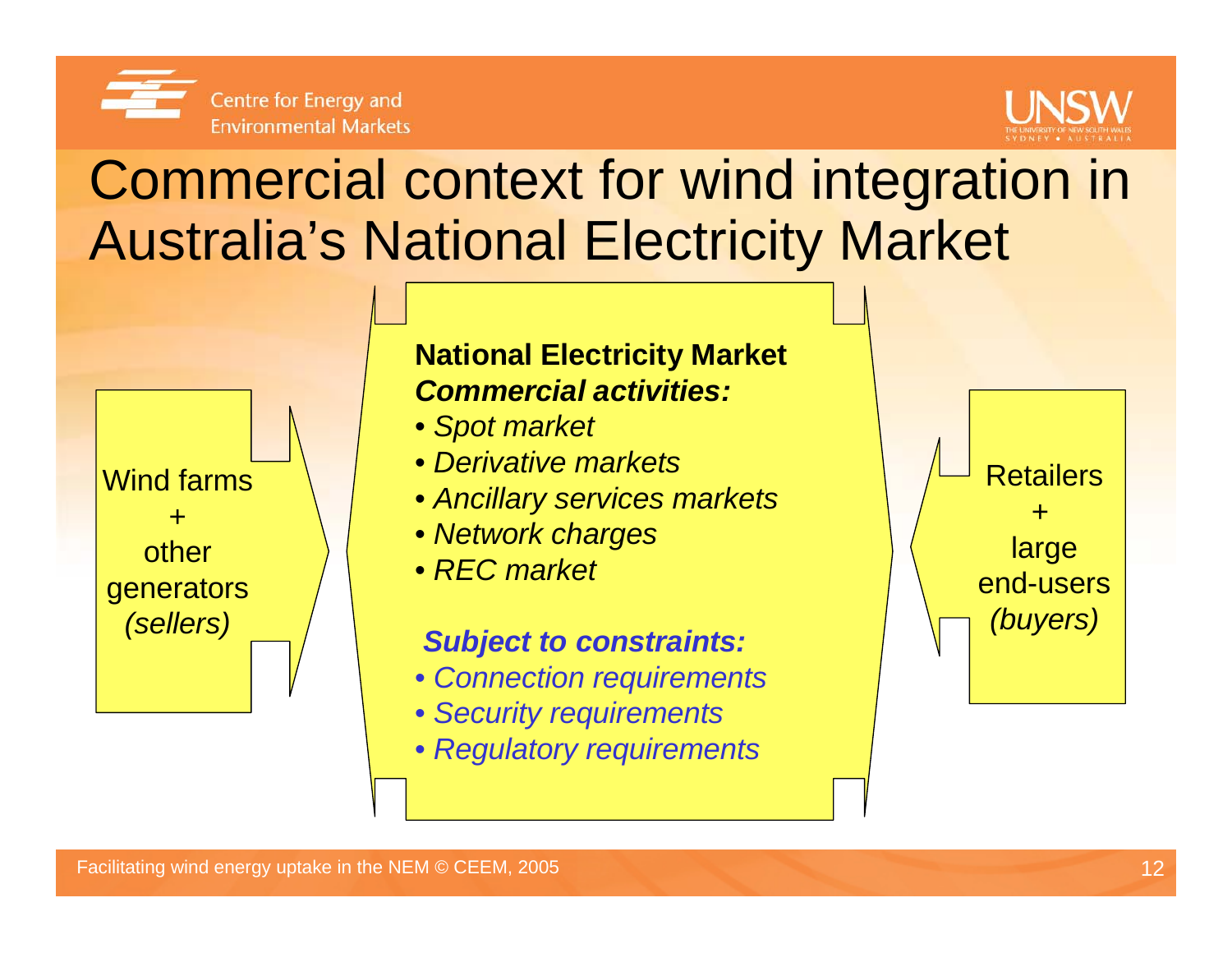# Commercial context for wind integration in Australia's National Electricity Market

Wind farms
+
other
generators
*(sellers)*

**National Electricity Market**
***Commercial activities:***

- *Spot market*
- *Derivative markets*
- *Ancillary services markets*
- *Network charges*
- *REC market*

***Subject to constraints:***

- *Connection requirements*
- *Security requirements*
- *Regulatory requirements*

Retailers
+
large
end-users
*(buyers)*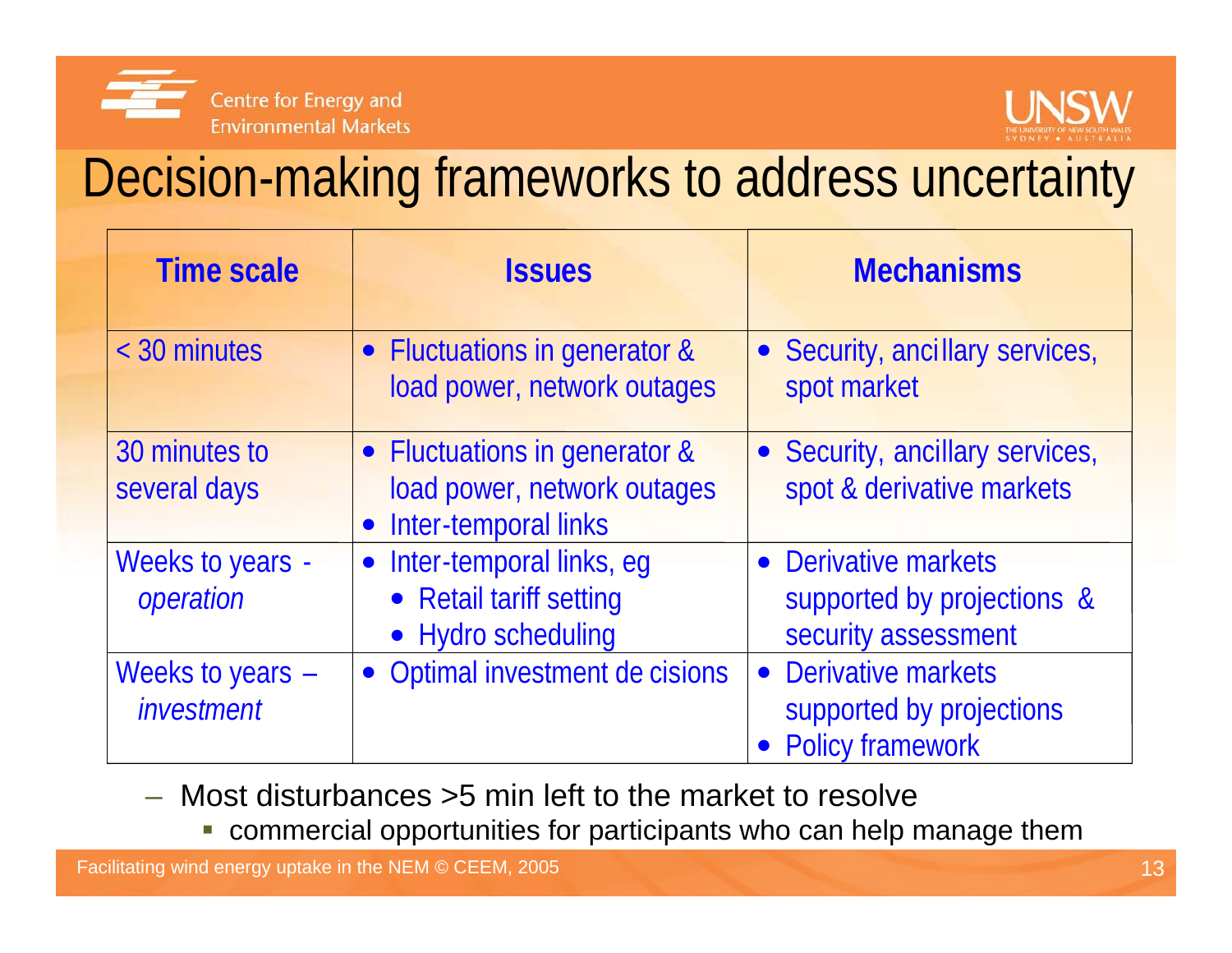# Decision-making frameworks to address uncertainty

| Time scale | Issues | Mechanisms |
| --- | --- | --- |
| < 30 minutes | • Fluctuations in generator & load power, network outages | • Security, ancillary services, spot market |
| 30 minutes to several days | • Fluctuations in generator & load power, network outages<br>• Inter-temporal links | • Security, ancillary services, spot & derivative markets |
| Weeks to years - *operation* | • Inter-temporal links, eg<br>  • Retail tariff setting<br>  • Hydro scheduling | • Derivative markets supported by projections & security assessment |
| Weeks to years – *investment* | • Optimal investment decisions | • Derivative markets supported by projections<br>• Policy framework |

– Most disturbances >5 min left to the market to resolve
  - commercial opportunities for participants who can help manage them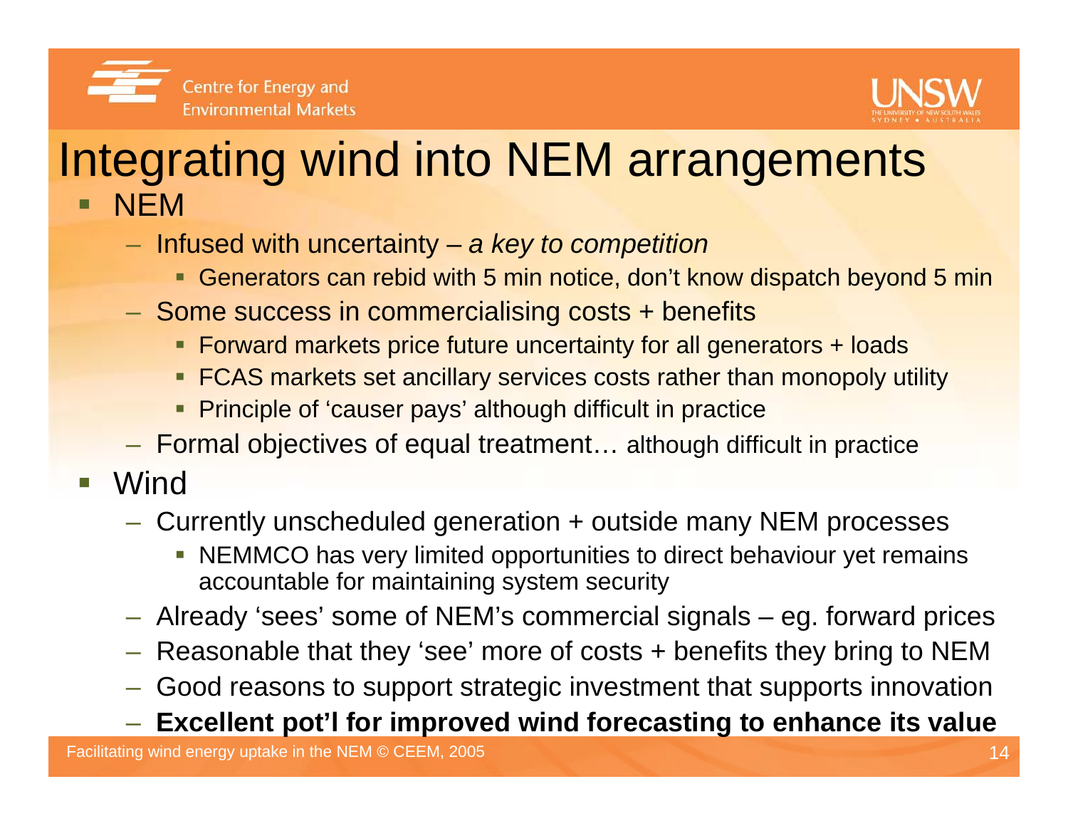# Integrating wind into NEM arrangements

- NEM
  - Infused with uncertainty – *a key to competition*
    - Generators can rebid with 5 min notice, don't know dispatch beyond 5 min
  - Some success in commercialising costs + benefits
    - Forward markets price future uncertainty for all generators + loads
    - FCAS markets set ancillary services costs rather than monopoly utility
    - Principle of 'causer pays' although difficult in practice
  - Formal objectives of equal treatment… although difficult in practice
- Wind
  - Currently unscheduled generation + outside many NEM processes
    - NEMMCO has very limited opportunities to direct behaviour yet remains accountable for maintaining system security
  - Already 'sees' some of NEM's commercial signals – eg. forward prices
  - Reasonable that they 'see' more of costs + benefits they bring to NEM
  - Good reasons to support strategic investment that supports innovation
  - **Excellent pot'l for improved wind forecasting to enhance its value**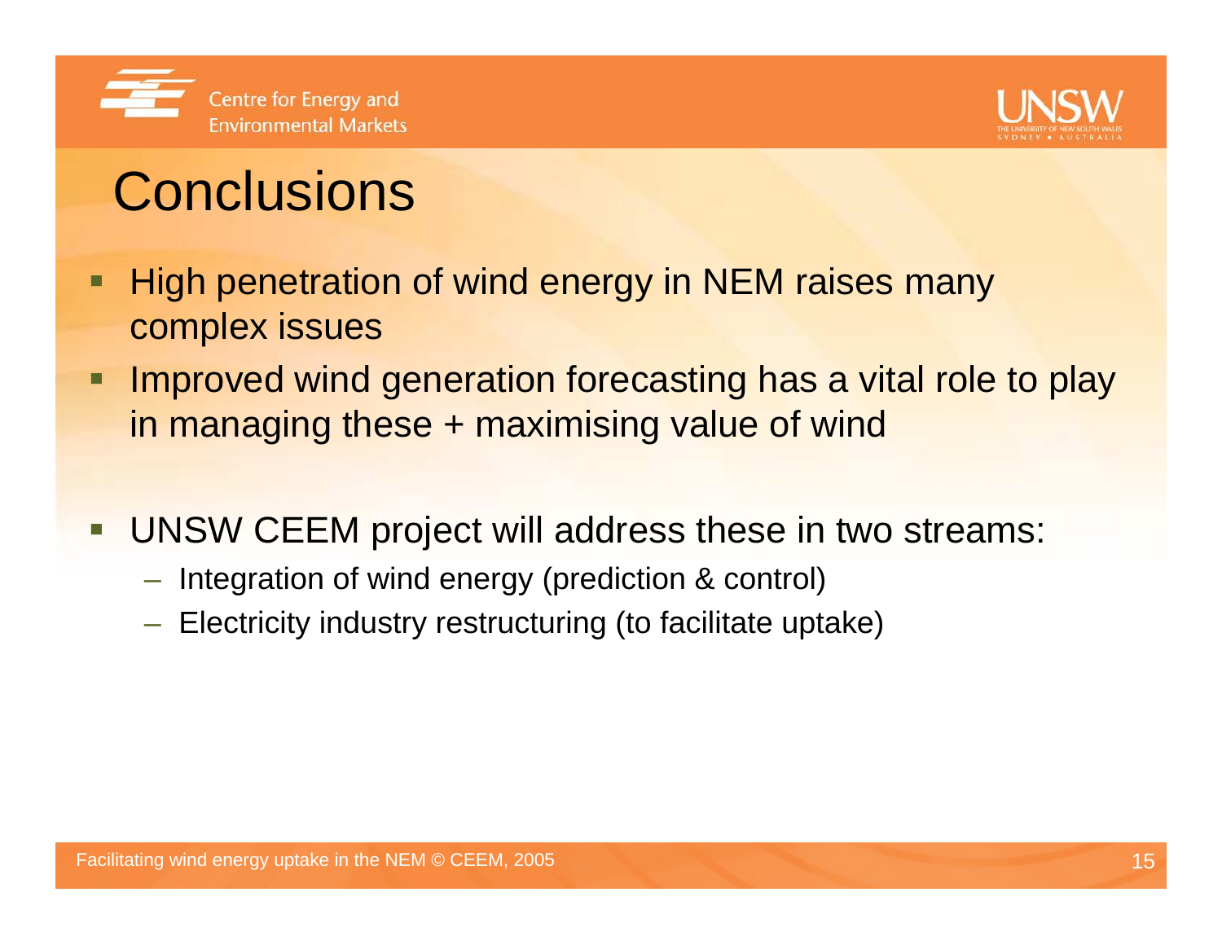# Conclusions

- High penetration of wind energy in NEM raises many complex issues
- Improved wind generation forecasting has a vital role to play in managing these + maximising value of wind

- UNSW CEEM project will address these in two streams:
  - Integration of wind energy (prediction & control)
  - Electricity industry restructuring (to facilitate uptake)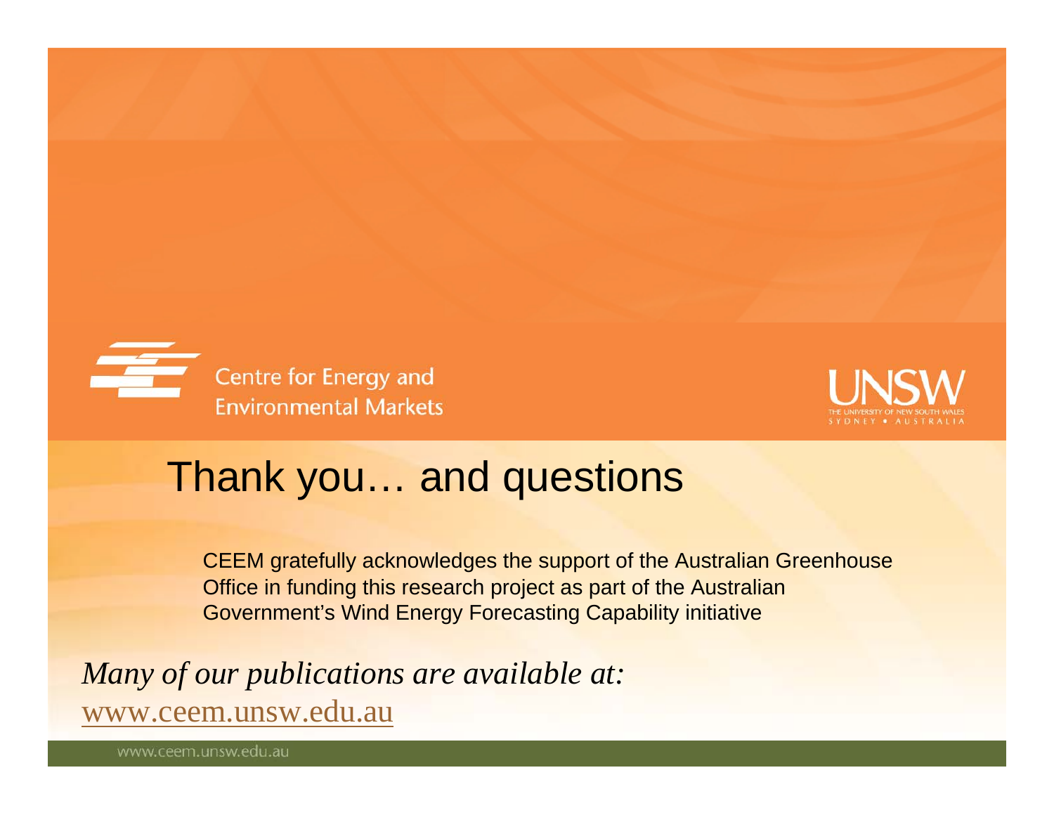Centre for Energy and Environmental Markets

UNSW
THE UNIVERSITY OF NEW SOUTH WALES
SYDNEY • AUSTRALIA

# Thank you… and questions

CEEM gratefully acknowledges the support of the Australian Greenhouse Office in funding this research project as part of the Australian Government's Wind Energy Forecasting Capability initiative

*Many of our publications are available at:*
www.ceem.unsw.edu.au